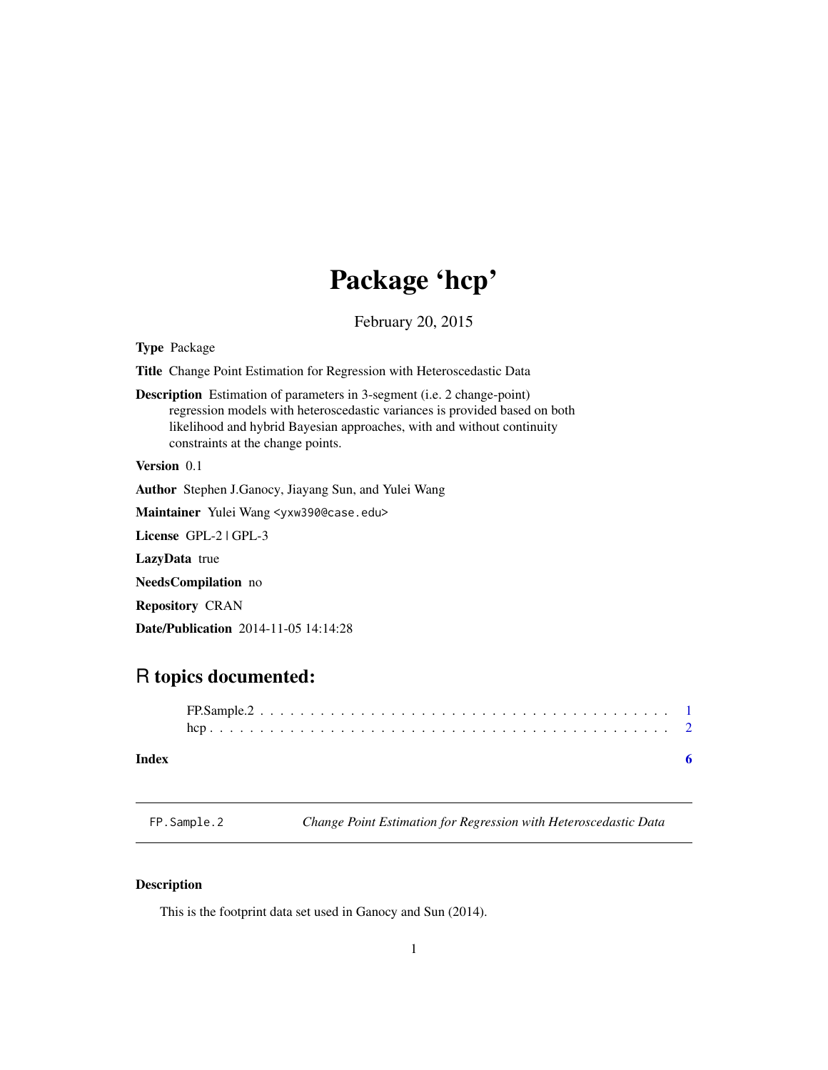# Package 'hcp'

February 20, 2015

**Type** Package

**Title** Change Point Estimation for Regression with Heteroscedastic Data

**Description** Estimation of parameters in 3-segment (i.e. 2 change-point) regression models with heteroscedastic variances is provided based on both likelihood and hybrid Bayesian approaches, with and without continuity constraints at the change points.

**Version** 0.1

**Author** Stephen J.Ganocy, Jiayang Sun, and Yulei Wang

**Maintainer** Yulei Wang <yxw390@case.edu>

**License** GPL-2 | GPL-3

**LazyData** true

**NeedsCompilation** no

**Repository** CRAN

**Date/Publication** 2014-11-05 14:14:28

## R topics documented:

FP.Sample.2 . . . . . . . . . . . . . . . . . . . . . . . . . . . . . . . . . . . . . . . . 1
hcp . . . . . . . . . . . . . . . . . . . . . . . . . . . . . . . . . . . . . . . . . . . . 2

**Index** 6

---

FP.Sample.2 &nbsp;&nbsp;&nbsp; *Change Point Estimation for Regression with Heteroscedastic Data*

---

### Description

This is the footprint data set used in Ganocy and Sun (2014).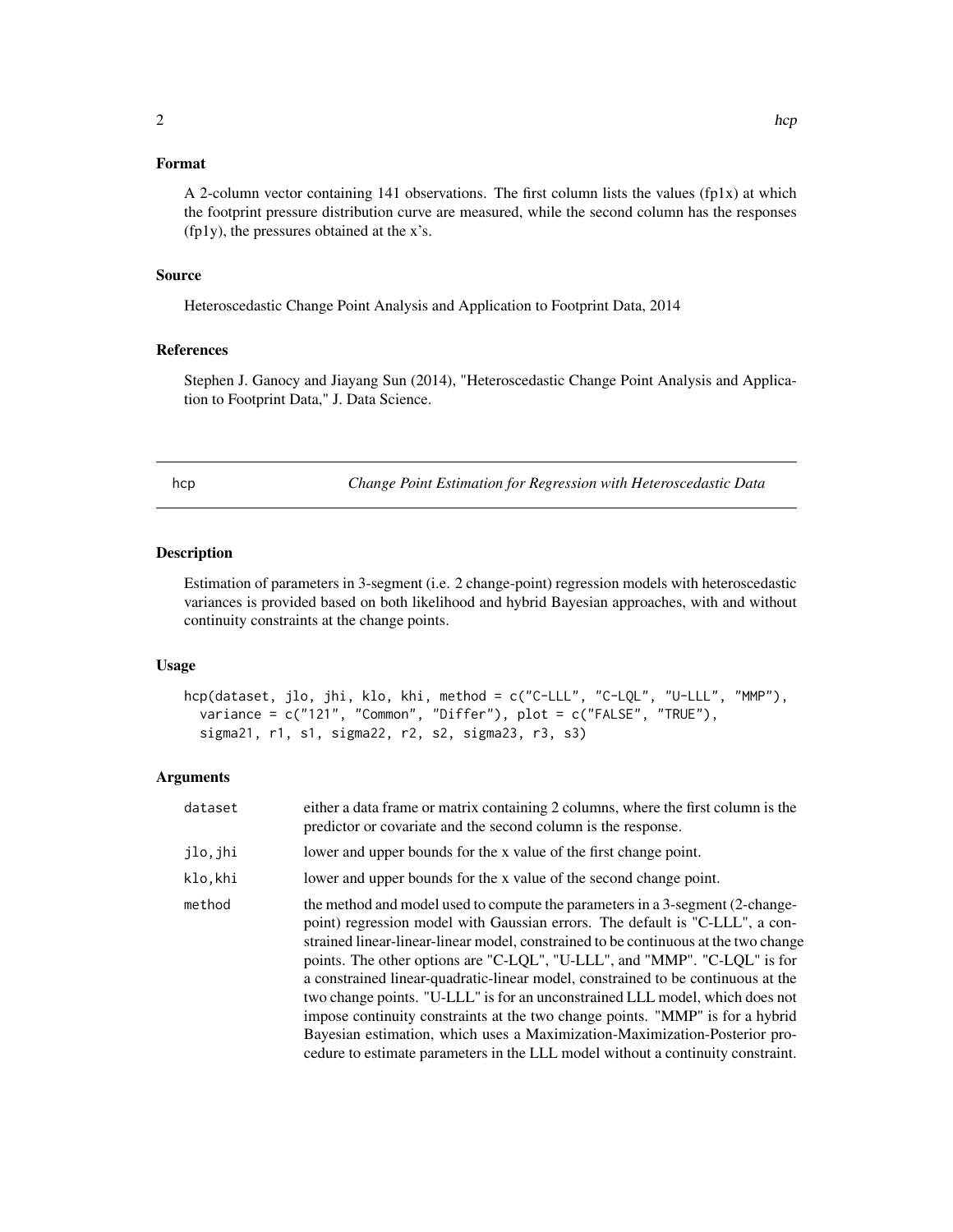### Format

A 2-column vector containing 141 observations. The first column lists the values (fp1x) at which the footprint pressure distribution curve are measured, while the second column has the responses (fp1y), the pressures obtained at the x's.

### Source

Heteroscedastic Change Point Analysis and Application to Footprint Data, 2014

### References

Stephen J. Ganocy and Jiayang Sun (2014), "Heteroscedastic Change Point Analysis and Application to Footprint Data," J. Data Science.

---

## hcp — *Change Point Estimation for Regression with Heteroscedastic Data*

---

### Description

Estimation of parameters in 3-segment (i.e. 2 change-point) regression models with heteroscedastic variances is provided based on both likelihood and hybrid Bayesian approaches, with and without continuity constraints at the change points.

### Usage

```
hcp(dataset, jlo, jhi, klo, khi, method = c("C-LLL", "C-LQL", "U-LLL", "MMP"),
  variance = c("121", "Common", "Differ"), plot = c("FALSE", "TRUE"),
  sigma21, r1, s1, sigma22, r2, s2, sigma23, r3, s3)
```

### Arguments

| | |
|---|---|
| dataset | either a data frame or matrix containing 2 columns, where the first column is the predictor or covariate and the second column is the response. |
| jlo,jhi | lower and upper bounds for the x value of the first change point. |
| klo,khi | lower and upper bounds for the x value of the second change point. |
| method | the method and model used to compute the parameters in a 3-segment (2-change-point) regression model with Gaussian errors. The default is "C-LLL", a constrained linear-linear-linear model, constrained to be continuous at the two change points. The other options are "C-LQL", "U-LLL", and "MMP". "C-LQL" is for a constrained linear-quadratic-linear model, constrained to be continuous at the two change points. "U-LLL" is for an unconstrained LLL model, which does not impose continuity constraints at the two change points. "MMP" is for a hybrid Bayesian estimation, which uses a Maximization-Maximization-Posterior procedure to estimate parameters in the LLL model without a continuity constraint. |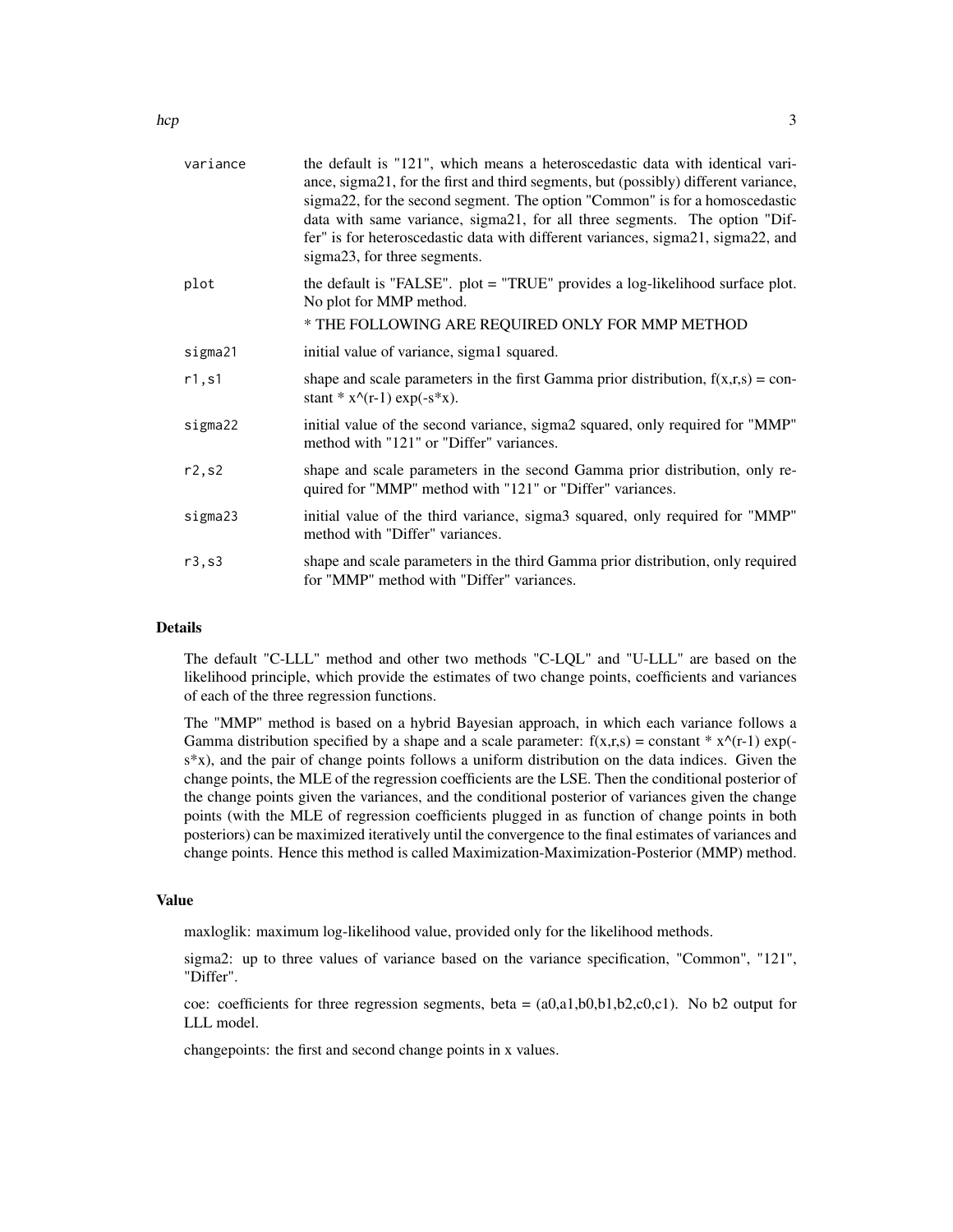| | |
|---|---|
| variance | the default is "121", which means a heteroscedastic data with identical variance, sigma21, for the first and third segments, but (possibly) different variance, sigma22, for the second segment. The option "Common" is for a homoscedastic data with same variance, sigma21, for all three segments. The option "Differ" is for heteroscedastic data with different variances, sigma21, sigma22, and sigma23, for three segments. |
| plot | the default is "FALSE". plot = "TRUE" provides a log-likelihood surface plot. No plot for MMP method. |
| | * THE FOLLOWING ARE REQUIRED ONLY FOR MMP METHOD |
| sigma21 | initial value of variance, sigma1 squared. |
| r1,s1 | shape and scale parameters in the first Gamma prior distribution, f(x,r,s) = constant * x^(r-1) exp(-s*x). |
| sigma22 | initial value of the second variance, sigma2 squared, only required for "MMP" method with "121" or "Differ" variances. |
| r2,s2 | shape and scale parameters in the second Gamma prior distribution, only required for "MMP" method with "121" or "Differ" variances. |
| sigma23 | initial value of the third variance, sigma3 squared, only required for "MMP" method with "Differ" variances. |
| r3,s3 | shape and scale parameters in the third Gamma prior distribution, only required for "MMP" method with "Differ" variances. |

## Details

The default "C-LLL" method and other two methods "C-LQL" and "U-LLL" are based on the likelihood principle, which provide the estimates of two change points, coefficients and variances of each of the three regression functions.

The "MMP" method is based on a hybrid Bayesian approach, in which each variance follows a Gamma distribution specified by a shape and a scale parameter: f(x,r,s) = constant * x^(r-1) exp(-s*x), and the pair of change points follows a uniform distribution on the data indices. Given the change points, the MLE of the regression coefficients are the LSE. Then the conditional posterior of the change points given the variances, and the conditional posterior of variances given the change points (with the MLE of regression coefficients plugged in as function of change points in both posteriors) can be maximized iteratively until the convergence to the final estimates of variances and change points. Hence this method is called Maximization-Maximization-Posterior (MMP) method.

## Value

maxloglik: maximum log-likelihood value, provided only for the likelihood methods.

sigma2: up to three values of variance based on the variance specification, "Common", "121", "Differ".

coe: coefficients for three regression segments, beta = (a0,a1,b0,b1,b2,c0,c1). No b2 output for LLL model.

changepoints: the first and second change points in x values.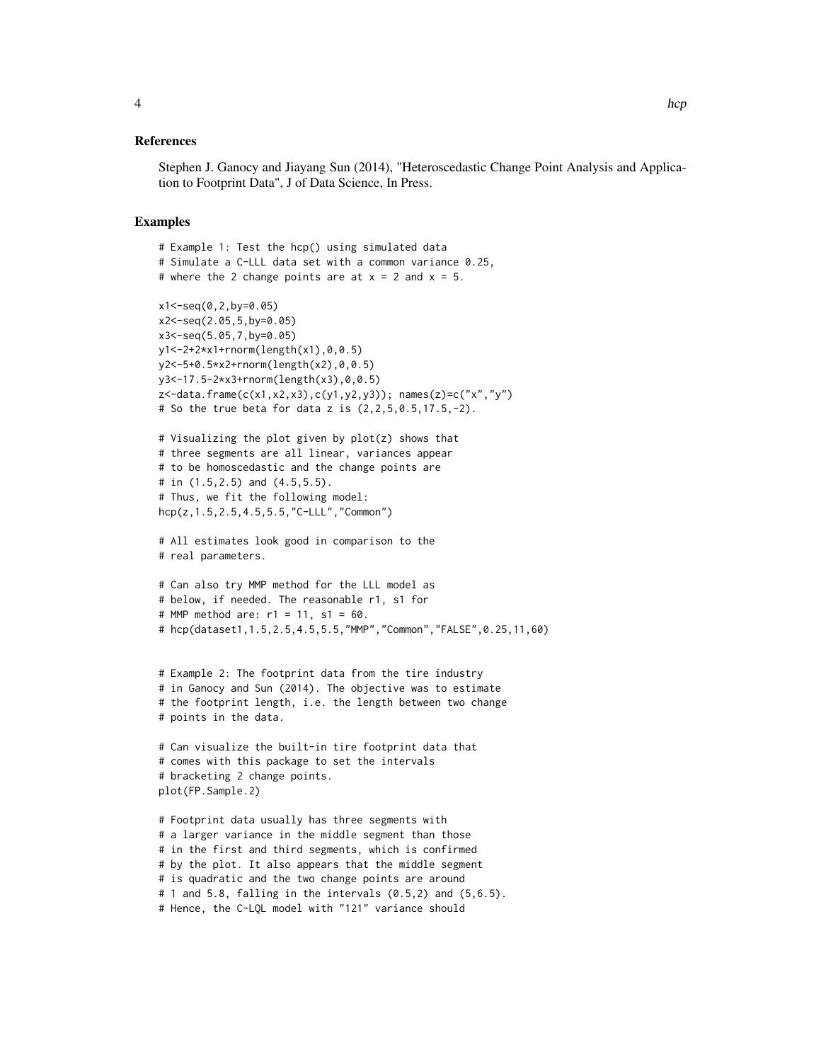### References

Stephen J. Ganocy and Jiayang Sun (2014), "Heteroscedastic Change Point Analysis and Application to Footprint Data", J of Data Science, In Press.

### Examples

```
# Example 1: Test the hcp() using simulated data
# Simulate a C-LLL data set with a common variance 0.25,
# where the 2 change points are at x = 2 and x = 5.

x1<-seq(0,2,by=0.05)
x2<-seq(2.05,5,by=0.05)
x3<-seq(5.05,7,by=0.05)
y1<-2+2*x1+rnorm(length(x1),0,0.5)
y2<-5+0.5*x2+rnorm(length(x2),0,0.5)
y3<-17.5-2*x3+rnorm(length(x3),0,0.5)
z<-data.frame(c(x1,x2,x3),c(y1,y2,y3)); names(z)=c("x","y")
# So the true beta for data z is (2,2,5,0.5,17.5,-2).

# Visualizing the plot given by plot(z) shows that
# three segments are all linear, variances appear
# to be homoscedastic and the change points are
# in (1.5,2.5) and (4.5,5.5).
# Thus, we fit the following model:
hcp(z,1.5,2.5,4.5,5.5,"C-LLL","Common")

# All estimates look good in comparison to the
# real parameters.

# Can also try MMP method for the LLL model as
# below, if needed. The reasonable r1, s1 for
# MMP method are: r1 = 11, s1 = 60.
# hcp(dataset1,1.5,2.5,4.5,5.5,"MMP","Common","FALSE",0.25,11,60)


# Example 2: The footprint data from the tire industry
# in Ganocy and Sun (2014). The objective was to estimate
# the footprint length, i.e. the length between two change
# points in the data.

# Can visualize the built-in tire footprint data that
# comes with this package to set the intervals
# bracketing 2 change points.
plot(FP.Sample.2)

# Footprint data usually has three segments with
# a larger variance in the middle segment than those
# in the first and third segments, which is confirmed
# by the plot. It also appears that the middle segment
# is quadratic and the two change points are around
# 1 and 5.8, falling in the intervals (0.5,2) and (5,6.5).
# Hence, the C-LQL model with "121" variance should
```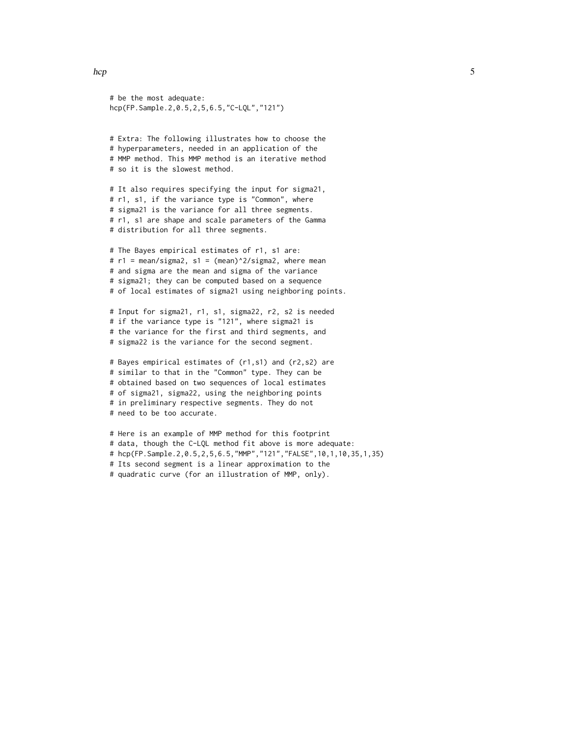```
# be the most adequate:
hcp(FP.Sample.2,0.5,2,5,6.5,"C-LQL","121")


# Extra: The following illustrates how to choose the
# hyperparameters, needed in an application of the
# MMP method. This MMP method is an iterative method
# so it is the slowest method.

# It also requires specifying the input for sigma21,
# r1, s1, if the variance type is "Common", where
# sigma21 is the variance for all three segments.
# r1, s1 are shape and scale parameters of the Gamma
# distribution for all three segments.

# The Bayes empirical estimates of r1, s1 are:
# r1 = mean/sigma2, s1 = (mean)^2/sigma2, where mean
# and sigma are the mean and sigma of the variance
# sigma21; they can be computed based on a sequence
# of local estimates of sigma21 using neighboring points.

# Input for sigma21, r1, s1, sigma22, r2, s2 is needed
# if the variance type is "121", where sigma21 is
# the variance for the first and third segments, and
# sigma22 is the variance for the second segment.

# Bayes empirical estimates of (r1,s1) and (r2,s2) are
# similar to that in the "Common" type. They can be
# obtained based on two sequences of local estimates
# of sigma21, sigma22, using the neighboring points
# in preliminary respective segments. They do not
# need to be too accurate.

# Here is an example of MMP method for this footprint
# data, though the C-LQL method fit above is more adequate:
# hcp(FP.Sample.2,0.5,2,5,6.5,"MMP","121","FALSE",10,1,10,35,1,35)
# Its second segment is a linear approximation to the
# quadratic curve (for an illustration of MMP, only).
```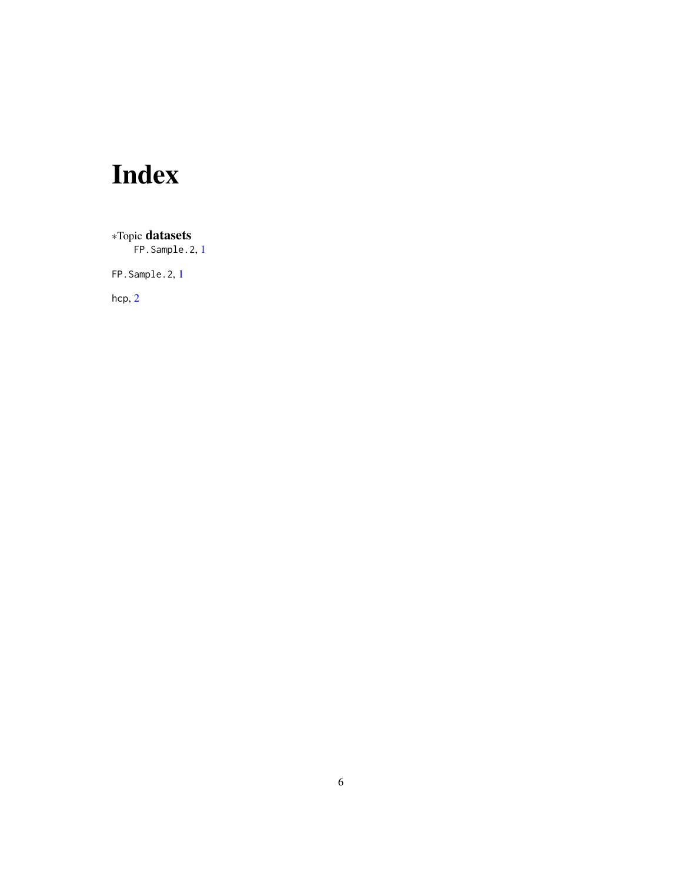# Index

*Topic **datasets**
    FP.Sample.2, 1

FP.Sample.2, 1

hcp, 2